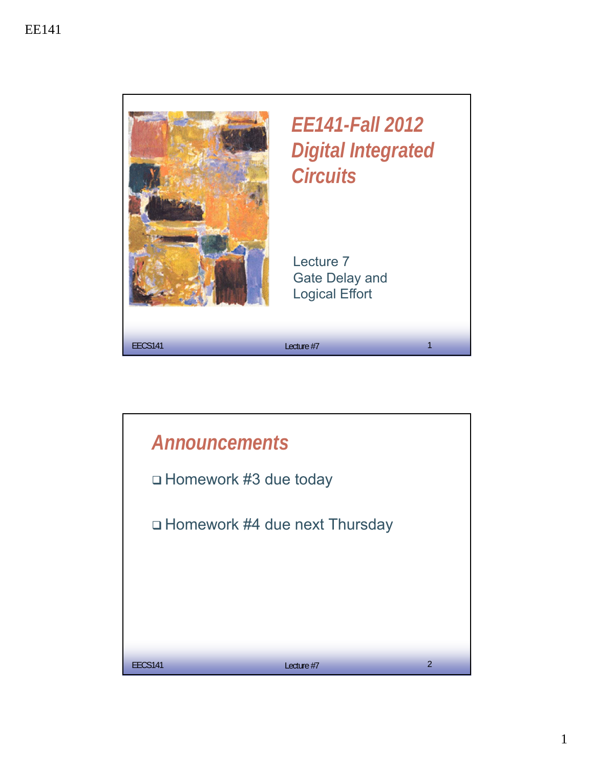# EE141-Fall 2012 Digital Integrated Circuits

Lecture 7
Gate Delay and
Logical Effort

## Announcements

- Homework #3 due today
- Homework #4 due next Thursday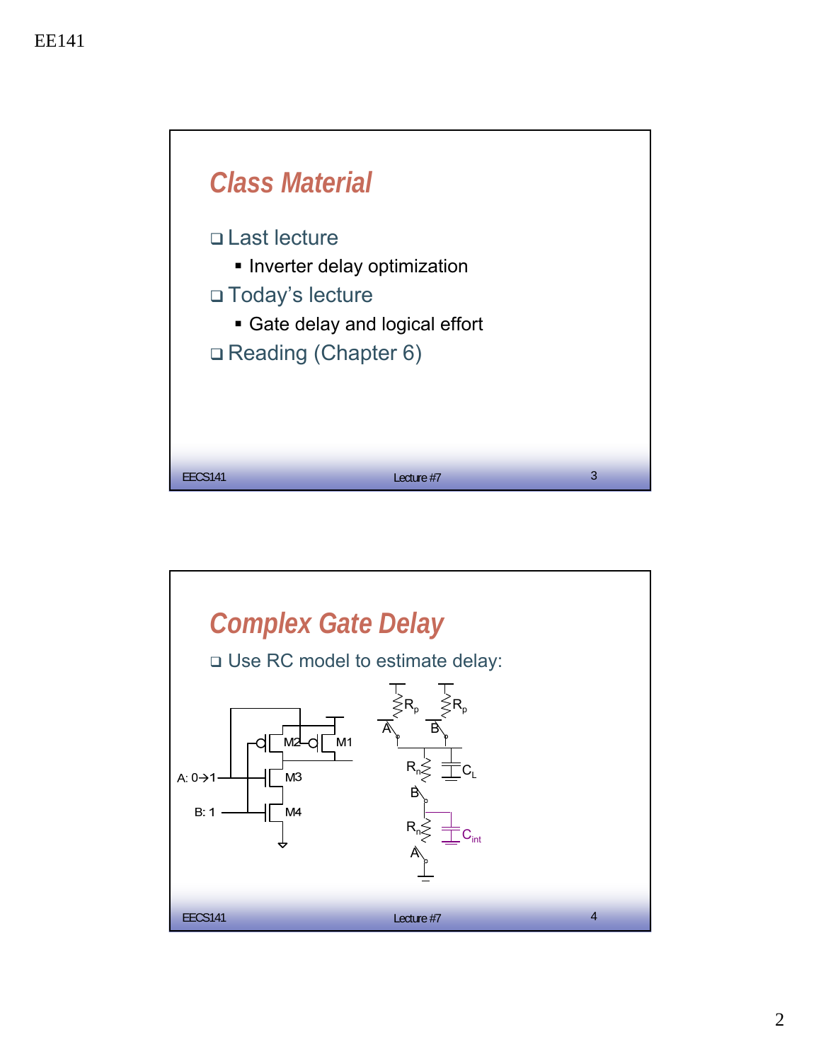## Class Material

- Last lecture
  - Inverter delay optimization
- Today's lecture
  - Gate delay and logical effort
- Reading (Chapter 6)

## Complex Gate Delay

- Use RC model to estimate delay:

A: 0→1

B: 1

M1

M2

M3

M4

$R_p$

$R_p$

A

B

$R_n$

$C_L$

B

$R_n$

$C_{int}$

A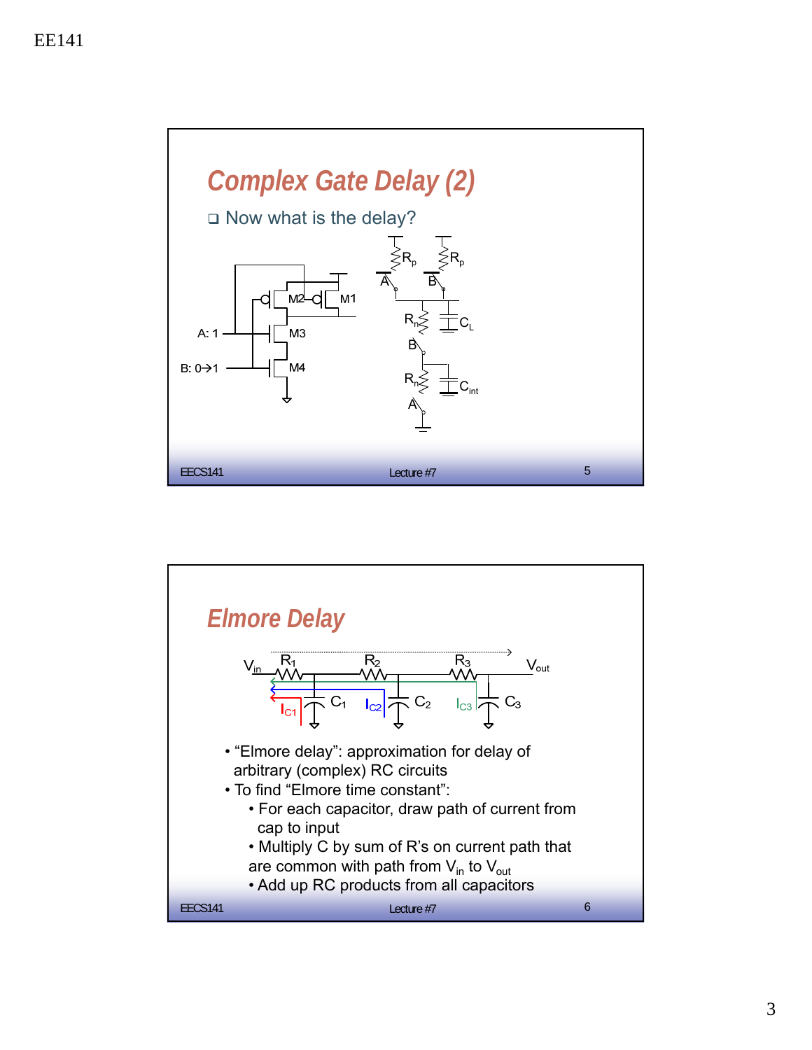# Complex Gate Delay (2)

- Now what is the delay?

A: 1

B: 0→1

M1, M2, M3, M4

$R_p$, $R_p$, A, B, $R_n$, $C_L$, B, $R_n$, $C_{int}$, A

# Elmore Delay

$V_{in}$, $R_1$, $R_2$, $R_3$, $V_{out}$, $C_1$, $C_2$, $C_3$, $I_{C1}$, $I_{C2}$, $I_{C3}$

- "Elmore delay": approximation for delay of arbitrary (complex) RC circuits
- To find "Elmore time constant":
  - For each capacitor, draw path of current from cap to input
  - Multiply C by sum of R's on current path that are common with path from $V_{in}$ to $V_{out}$
  - Add up RC products from all capacitors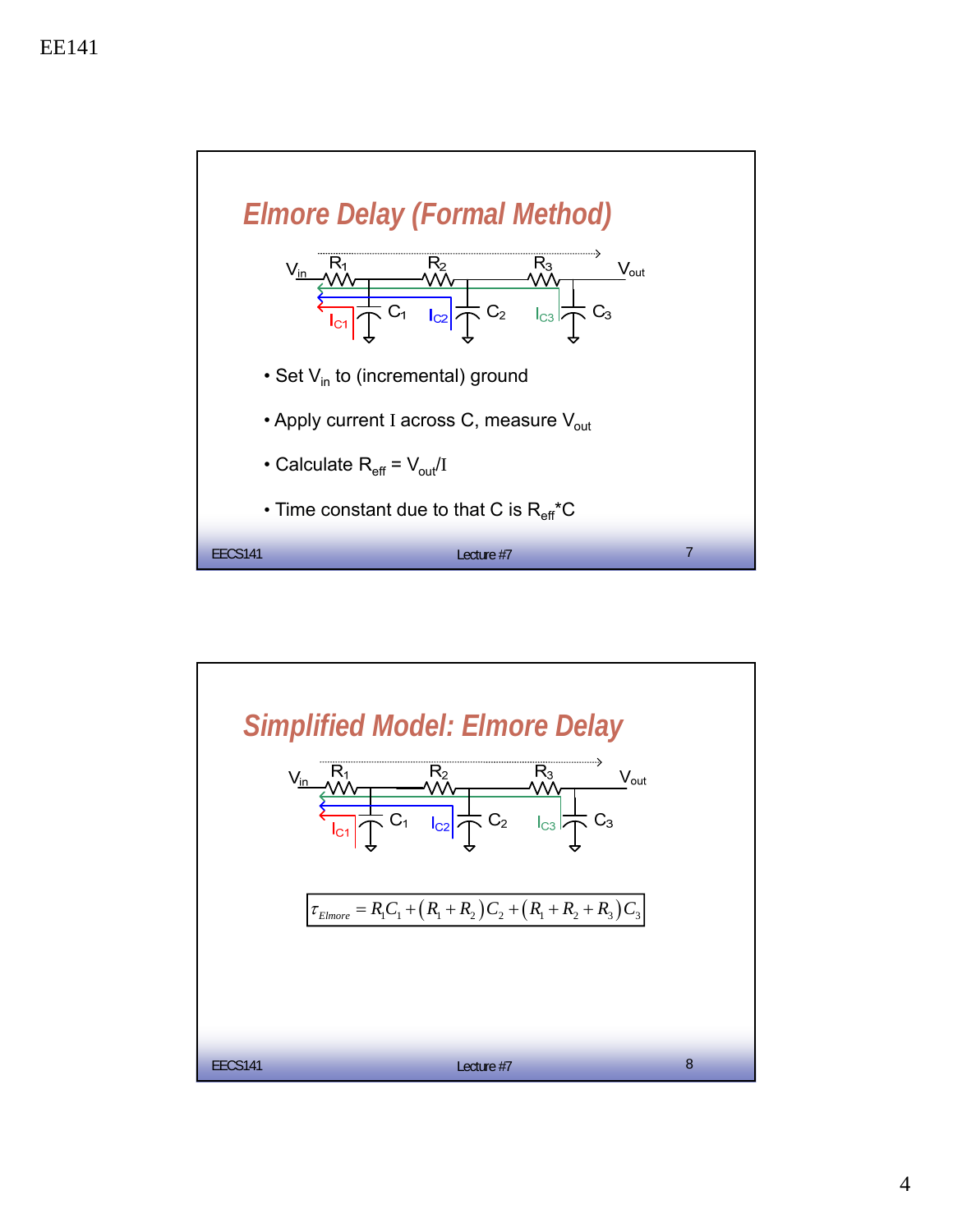## Elmore Delay (Formal Method)

- Set $V_{in}$ to (incremental) ground
- Apply current I across C, measure $V_{out}$
- Calculate $R_{eff} = V_{out}/I$
- Time constant due to that C is $R_{eff}$*C

## Simplified Model: Elmore Delay

$$\tau_{Elmore} = R_1C_1 + (R_1 + R_2)C_2 + (R_1 + R_2 + R_3)C_3$$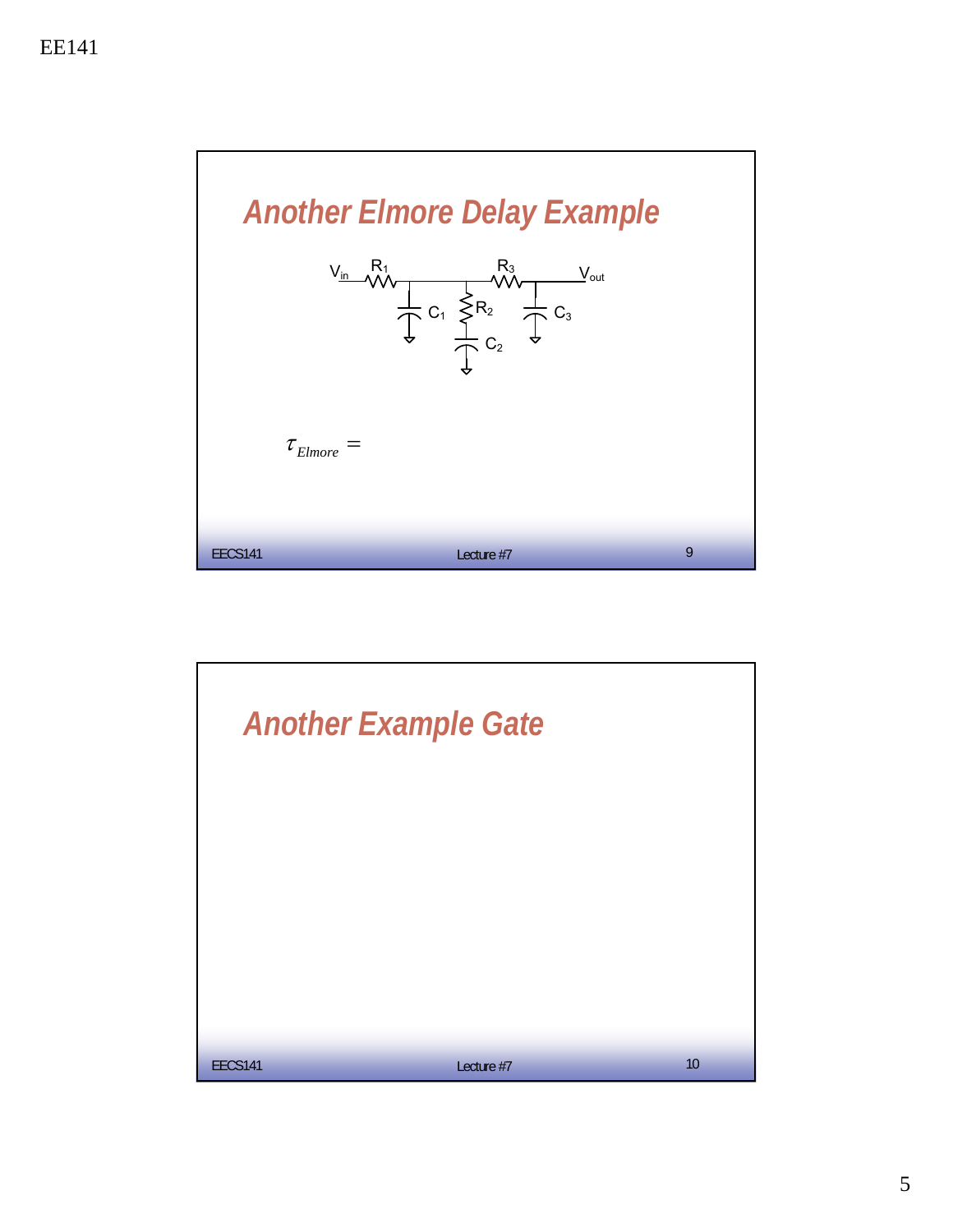## Another Elmore Delay Example

$V_{in}$ $R_1$ $R_3$ $V_{out}$

$C_1$ $R_2$ $C_3$

$C_2$

$$\tau_{Elmore} =$$

## Another Example Gate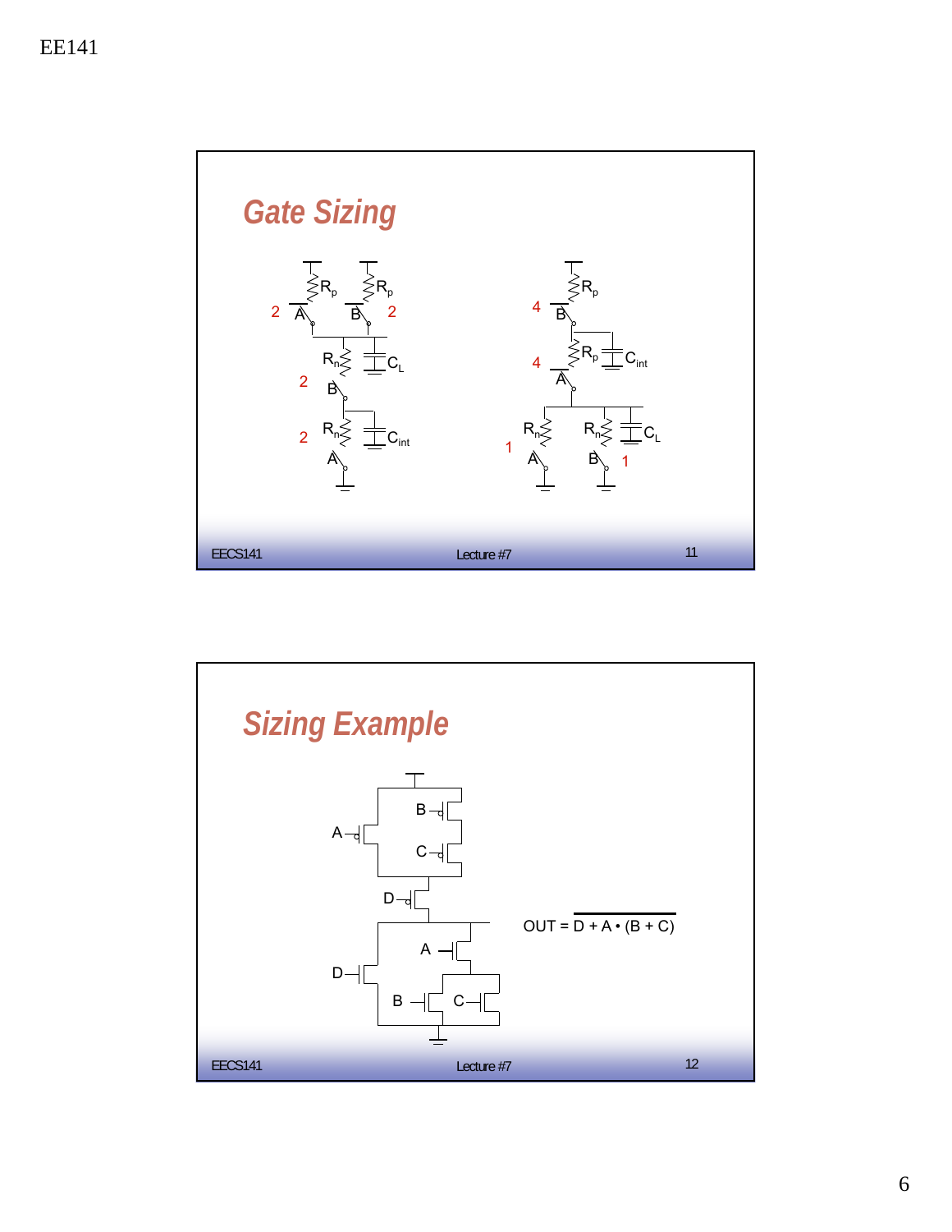## Gate Sizing

## Sizing Example

$$OUT = \overline{D + A \cdot (B + C)}$$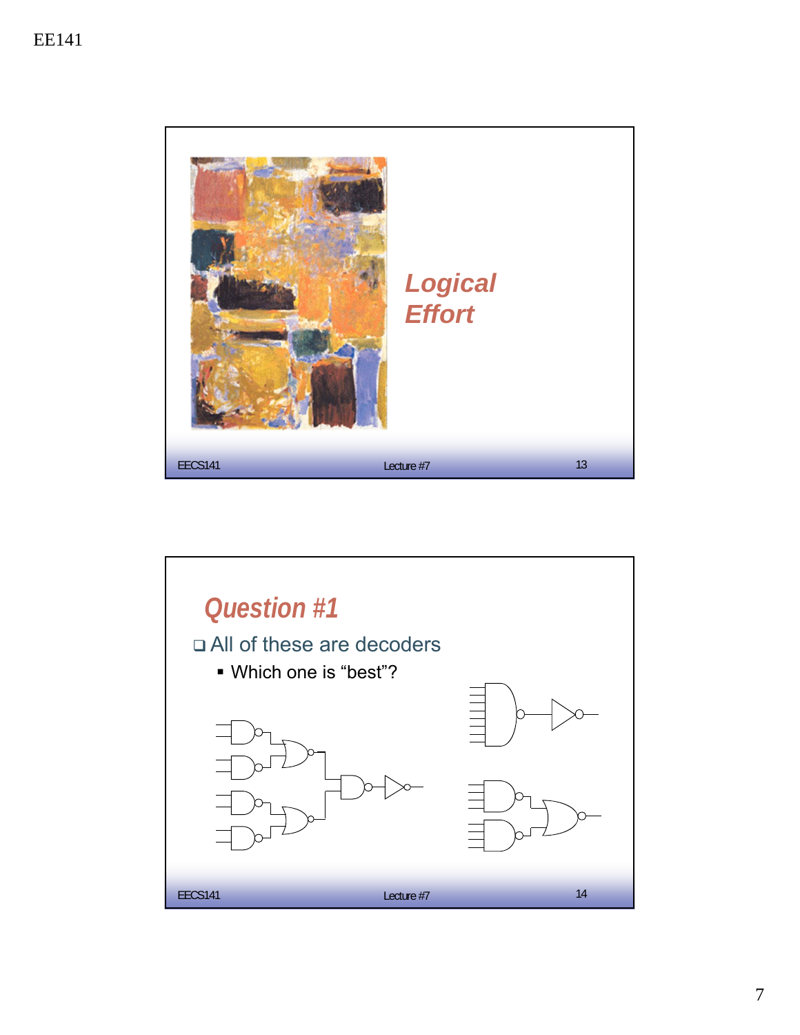## Logical Effort

## Question #1

- All of these are decoders
  - Which one is "best"?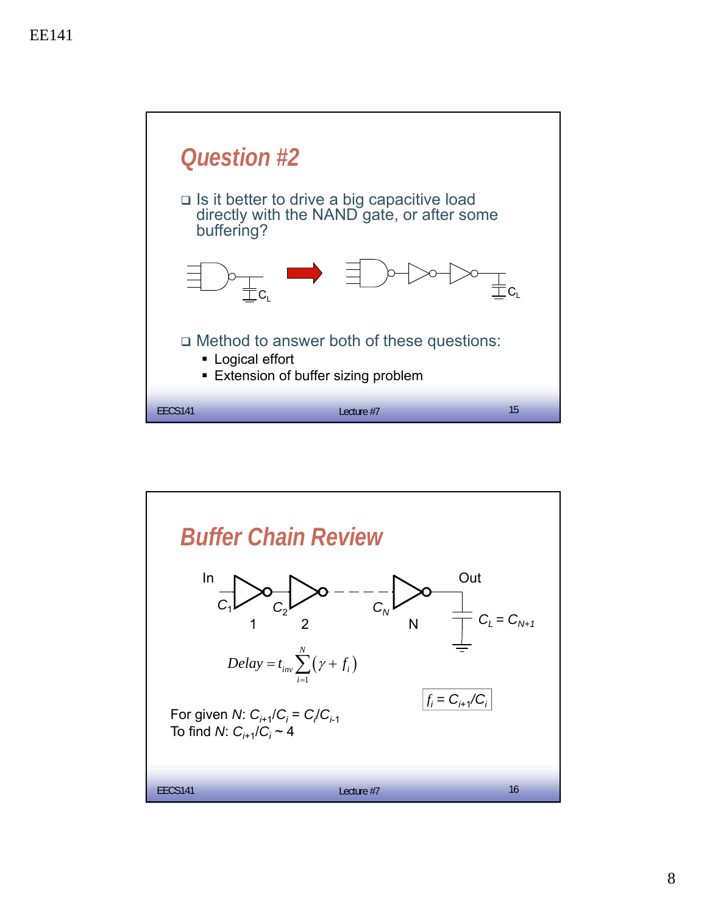## Question #2

- Is it better to drive a big capacitive load directly with the NAND gate, or after some buffering?

$C_L$ $C_L$

- Method to answer both of these questions:
  - Logical effort
  - Extension of buffer sizing problem

## Buffer Chain Review

In $C_1$ 1 $C_2$ 2 $C_N$ N Out $C_L = C_{N+1}$

$$Delay = t_{inv}\sum_{i=1}^{N}\left(\gamma + f_i\right)$$

$f_i = C_{i+1}/C_i$

For given $N$: $C_{i+1}/C_i = C_i/C_{i-1}$

To find $N$: $C_{i+1}/C_i \sim 4$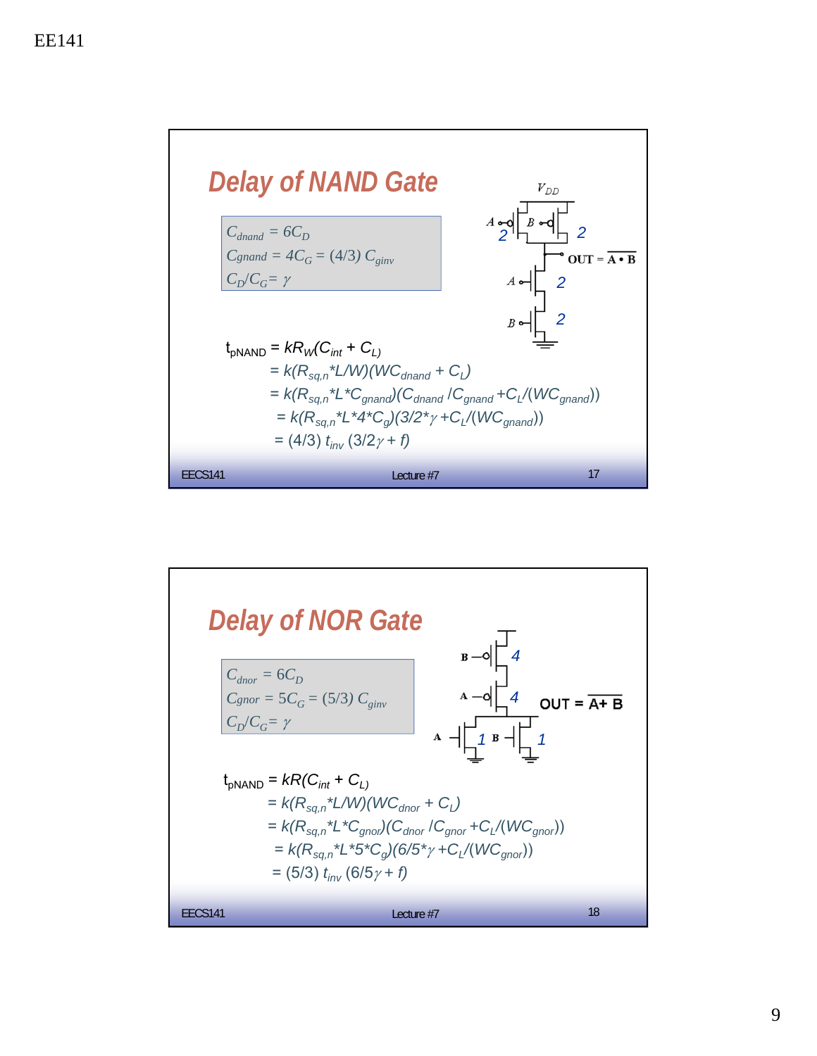## Delay of NAND Gate

$C_{dnand} = 6C_D$
$C_{gnand} = 4C_G = (4/3)\ C_{ginv}$
$C_D/C_G = \gamma$

(Circuit: PMOS A and B in parallel, each sized 2; NMOS A and B in series, each sized 2; $V_{DD}$; $\text{OUT} = \overline{A \bullet B}$)

$$t_{pNAND} = kR_W(C_{int} + C_L)$$
$$= k(R_{sq,n}*L/W)(WC_{dnand} + C_L)$$
$$= k(R_{sq,n}*L*C_{gnand})(C_{dnand}/C_{gnand} + C_L/(WC_{gnand}))$$
$$= k(R_{sq,n}*L*4*C_g)(3/2*\gamma + C_L/(WC_{gnand}))$$
$$= (4/3)\ t_{inv}\ (3/2\gamma + f)$$

## Delay of NOR Gate

$C_{dnor} = 6C_D$
$C_{gnor} = 5C_G = (5/3)\ C_{ginv}$
$C_D/C_G = \gamma$

(Circuit: PMOS B and A in series, each sized 4; NMOS A and B in parallel, each sized 1; $\text{OUT} = \overline{A + B}$)

$$t_{pNAND} = kR(C_{int} + C_L)$$
$$= k(R_{sq,n}*L/W)(WC_{dnor} + C_L)$$
$$= k(R_{sq,n}*L*C_{gnor})(C_{dnor}/C_{gnor} + C_L/(WC_{gnor}))$$
$$= k(R_{sq,n}*L*5*C_g)(6/5*\gamma + C_L/(WC_{gnor}))$$
$$= (5/3)\ t_{inv}\ (6/5\gamma + f)$$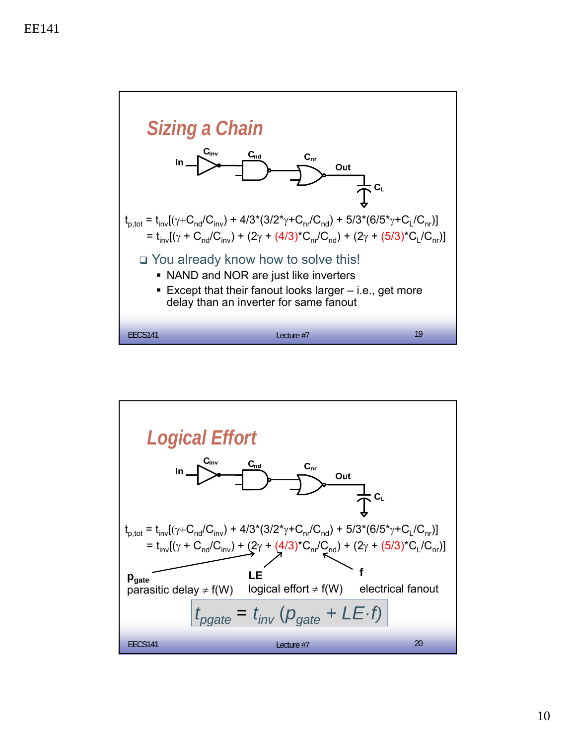## Sizing a Chain

In → $C_{inv}$ → $C_{nd}$ → $C_{nr}$ → Out → $C_L$

$$t_{p,tot} = t_{inv}[(\gamma+C_{nd}/C_{inv}) + 4/3*(3/2*\gamma+C_{nr}/C_{nd}) + 5/3*(6/5*\gamma+C_L/C_{nr})]$$

$$= t_{inv}[(\gamma + C_{nd}/C_{inv}) + (2\gamma + (4/3)*C_{nr}/C_{nd}) + (2\gamma + (5/3)*C_L/C_{nr})]$$

- You already know how to solve this!
  - NAND and NOR are just like inverters
  - Except that their fanout looks larger – i.e., get more delay than an inverter for same fanout

## Logical Effort

In → $C_{inv}$ → $C_{nd}$ → $C_{nr}$ → Out → $C_L$

$$t_{p,tot} = t_{inv}[(\gamma+C_{nd}/C_{inv}) + 4/3*(3/2*\gamma+C_{nr}/C_{nd}) + 5/3*(6/5*\gamma+C_L/C_{nr})]$$

$$= t_{inv}[(\gamma + C_{nd}/C_{inv}) + (2\gamma + (4/3)*C_{nr}/C_{nd}) + (2\gamma + (5/3)*C_L/C_{nr})]$$

- $p_{gate}$: parasitic delay $\neq$ f(W)
- LE: logical effort $\neq$ f(W)
- f: electrical fanout

$$t_{pgate} = t_{inv}\,(p_{gate} + LE \cdot f)$$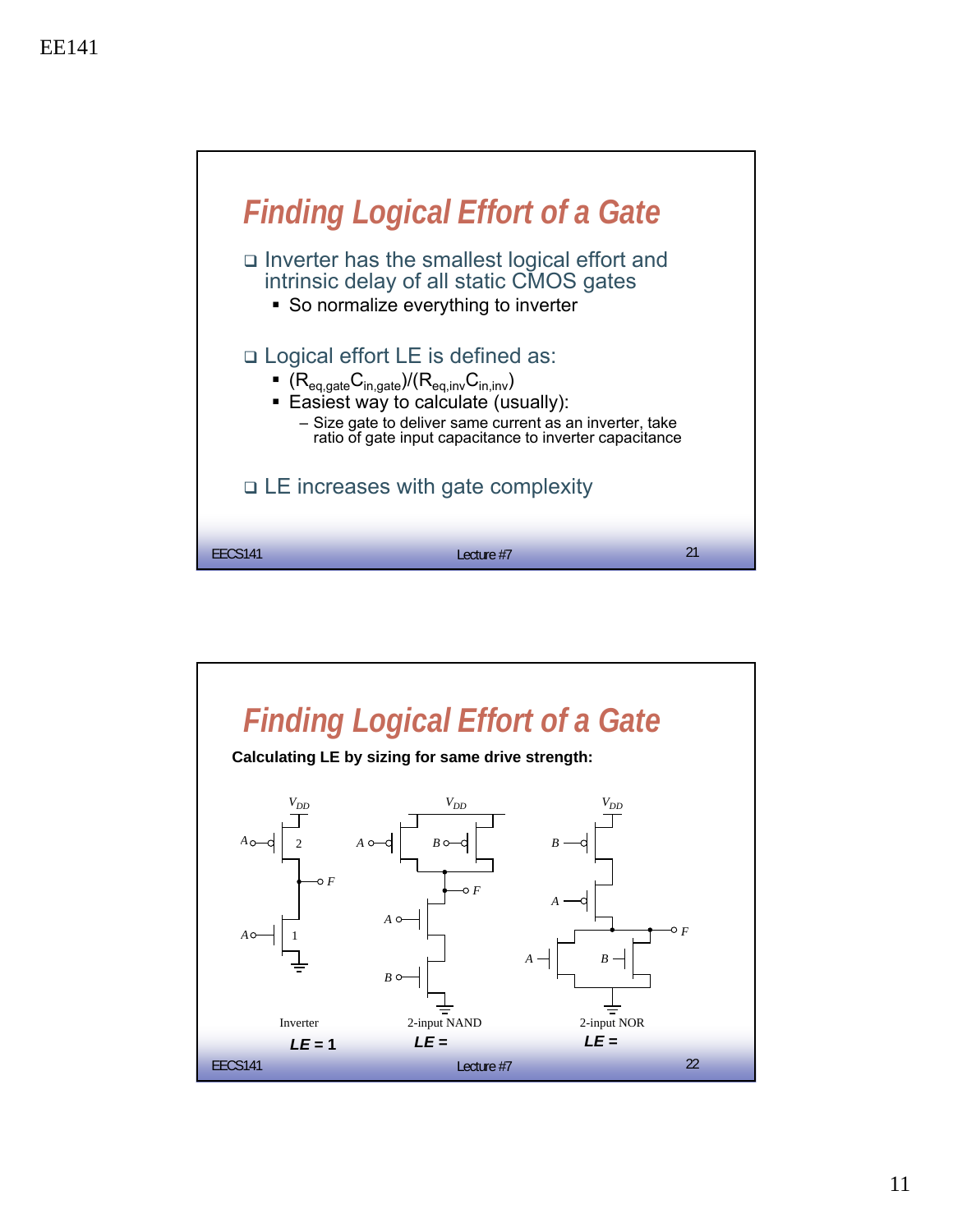## Finding Logical Effort of a Gate

- Inverter has the smallest logical effort and intrinsic delay of all static CMOS gates
  - So normalize everything to inverter
- Logical effort LE is defined as:
  - $(R_{eq,gate}C_{in,gate})/(R_{eq,inv}C_{in,inv})$
  - Easiest way to calculate (usually):
    - Size gate to deliver same current as an inverter, take ratio of gate input capacitance to inverter capacitance
- LE increases with gate complexity

## Finding Logical Effort of a Gate

**Calculating LE by sizing for same drive strength:**

$V_{DD}$ &nbsp; A &nbsp; 2 &nbsp; F &nbsp; A &nbsp; 1

Inverter

***LE* = 1**

$V_{DD}$ &nbsp; A &nbsp; B &nbsp; F &nbsp; A &nbsp; B

2-input NAND

***LE* =**

$V_{DD}$ &nbsp; B &nbsp; A &nbsp; F &nbsp; A &nbsp; B

2-input NOR

***LE* =**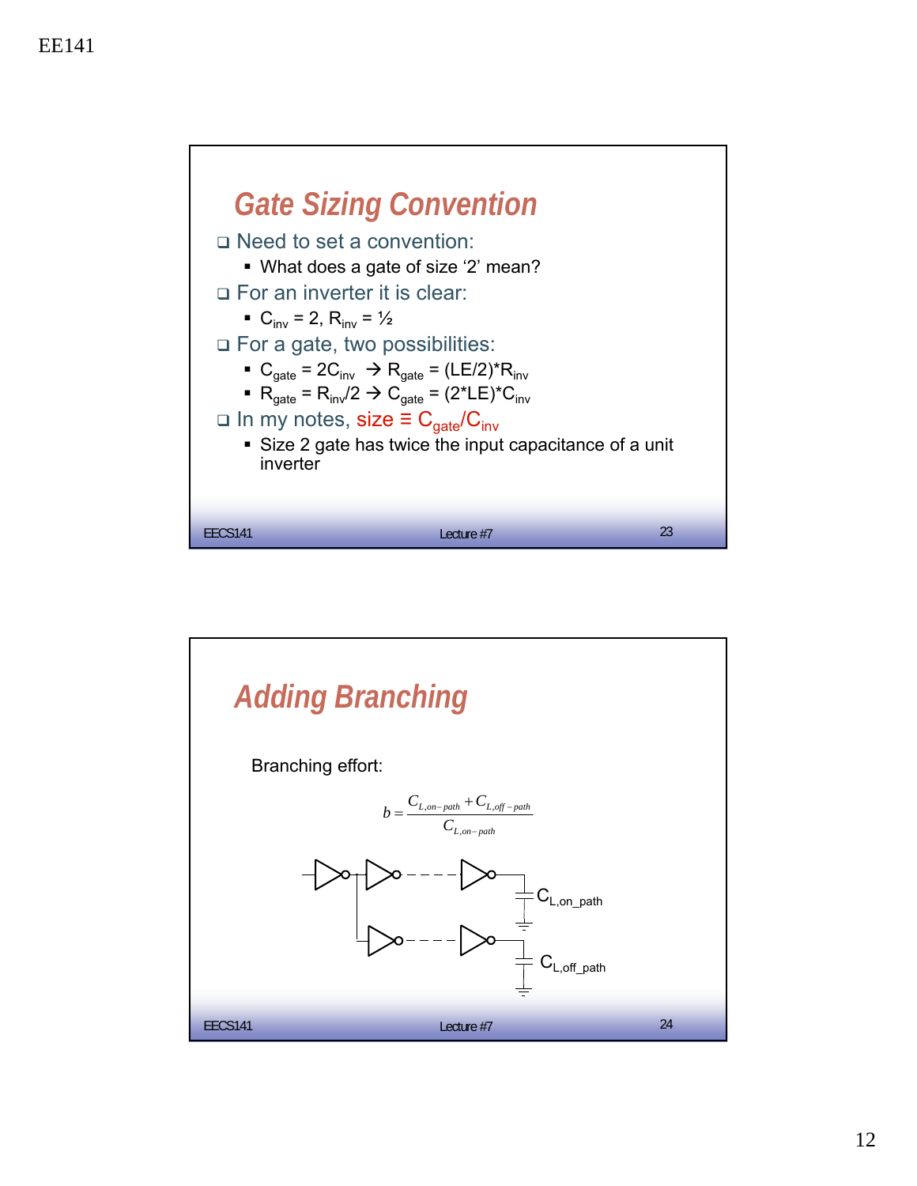## Gate Sizing Convention

- Need to set a convention:
  - What does a gate of size '2' mean?
- For an inverter it is clear:
  - $C_{inv} = 2$, $R_{inv} = ½$
- For a gate, two possibilities:
  - $C_{gate} = 2C_{inv} \rightarrow R_{gate} = (LE/2)*R_{inv}$
  - $R_{gate} = R_{inv}/2 \rightarrow C_{gate} = (2*LE)*C_{inv}$
- In my notes, size $\equiv C_{gate}/C_{inv}$
  - Size 2 gate has twice the input capacitance of a unit inverter

## Adding Branching

Branching effort:

$$b = \frac{C_{L,on-path} + C_{L,off-path}}{C_{L,on-path}}$$

$C_{L,on\_path}$

$C_{L,off\_path}$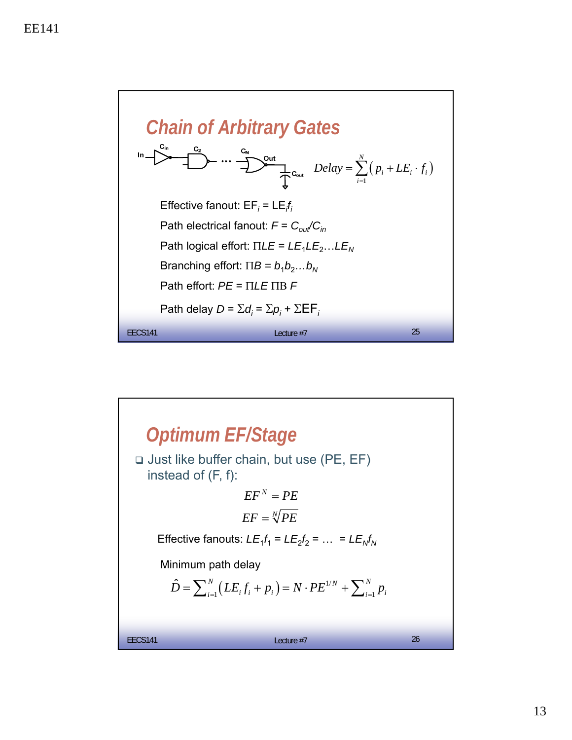## Chain of Arbitrary Gates

$$Delay = \sum_{i=1}^{N} \left( p_i + LE_i \cdot f_i \right)$$

Effective fanout: $EF_i = LE_i f_i$

Path electrical fanout: $F = C_{out}/C_{in}$

Path logical effort: $\Pi LE = LE_1 LE_2 \ldots LE_N$

Branching effort: $\Pi B = b_1 b_2 \ldots b_N$

Path effort: $PE = \Pi LE \; \Pi B \; F$

Path delay $D = \Sigma d_i = \Sigma p_i + \Sigma EF_i$

## Optimum EF/Stage

- Just like buffer chain, but use (PE, EF) instead of (F, f):

$$EF^N = PE$$

$$EF = \sqrt[N]{PE}$$

Effective fanouts: $LE_1 f_1 = LE_2 f_2 = \ldots = LE_N f_N$

Minimum path delay

$$\hat{D} = \sum_{i=1}^{N} \left( LE_i f_i + p_i \right) = N \cdot PE^{1/N} + \sum_{i=1}^{N} p_i$$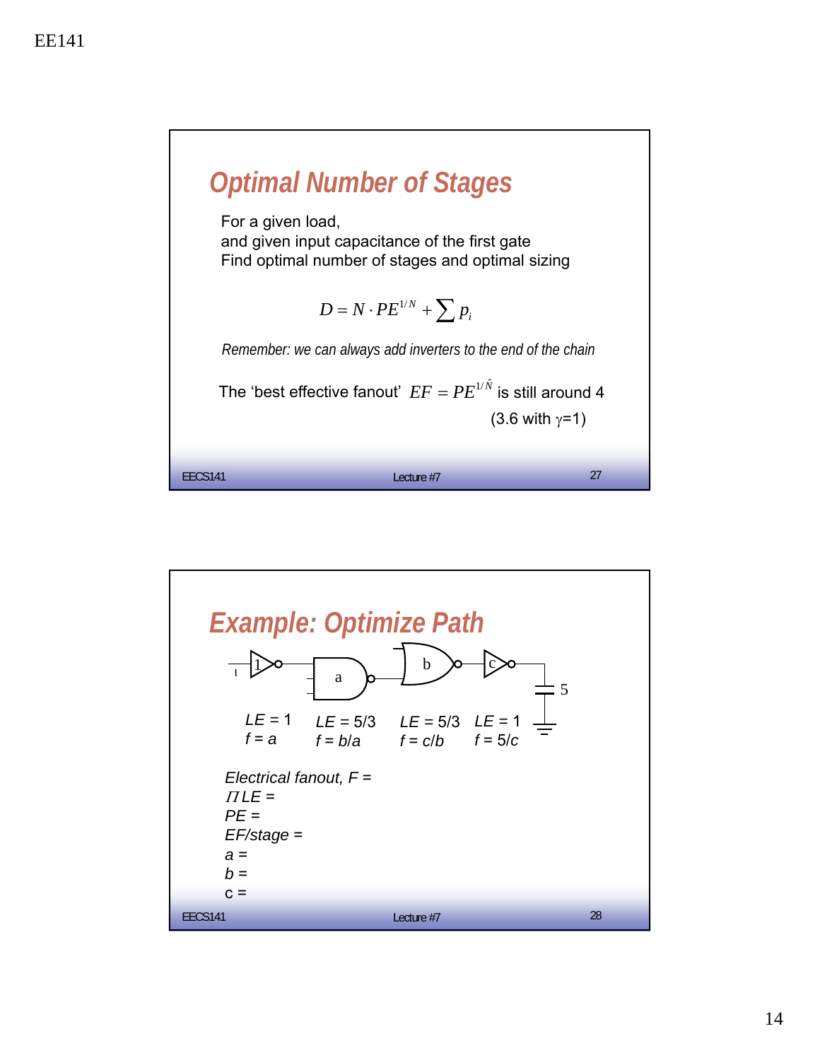## Optimal Number of Stages

For a given load,
and given input capacitance of the first gate
Find optimal number of stages and optimal sizing

$$D = N \cdot PE^{1/N} + \sum p_i$$

*Remember: we can always add inverters to the end of the chain*

The 'best effective fanout' $EF = PE^{1/\hat{N}}$ is still around 4

(3.6 with $\gamma$=1)

## Example: Optimize Path

| | | | |
|---|---|---|---|
| *LE* = 1 | *LE* = 5/3 | *LE* = 5/3 | *LE* = 1 |
| *f* = *a* | *f* = *b*/*a* | *f* = *c*/*b* | *f* = 5/*c* |

*Electrical fanout, F* =
*ΠLE* =
*PE* =
*EF/stage* =
*a* =
*b* =
c =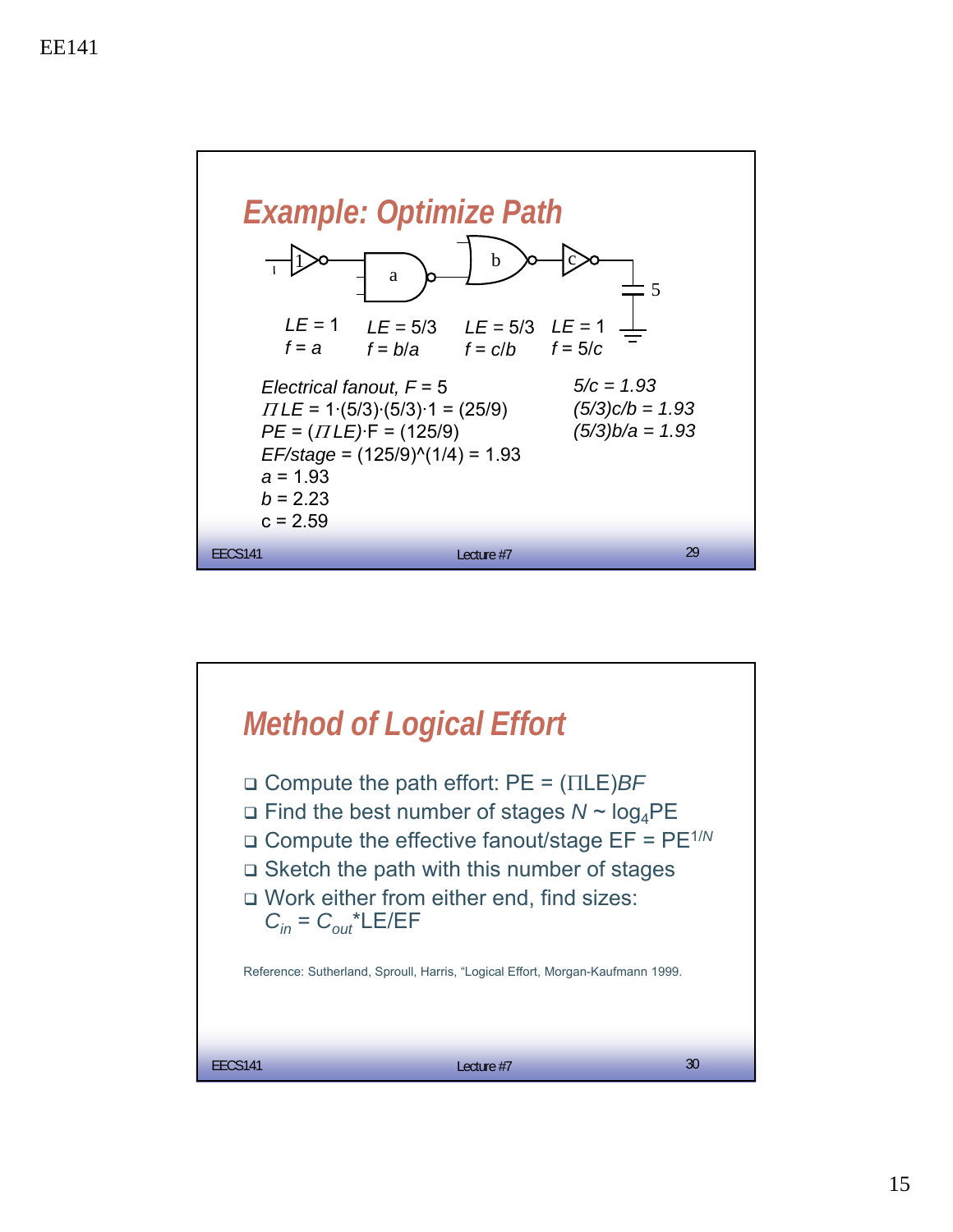## Example: Optimize Path

| | | | |
|---|---|---|---|
| $LE = 1$ | $LE = 5/3$ | $LE = 5/3$ | $LE = 1$ |
| $f = a$ | $f = b/a$ | $f = c/b$ | $f = 5/c$ |

*Electrical fanout, F* = 5

$\Pi LE = 1 \cdot (5/3) \cdot (5/3) \cdot 1 = (25/9)$

$PE = (\Pi LE) \cdot F = (125/9)$

*EF/stage* = (125/9)^(1/4) = 1.93

$a = 1.93$

$b = 2.23$

c = 2.59

$5/c = 1.93$

$(5/3)c/b = 1.93$

$(5/3)b/a = 1.93$

## Method of Logical Effort

- Compute the path effort: PE = ($\Pi$LE)*BF*
- Find the best number of stages $N \sim \log_4 PE$
- Compute the effective fanout/stage EF = $PE^{1/N}$
- Sketch the path with this number of stages
- Work either from either end, find sizes: $C_{in} = C_{out}$*LE/EF

Reference: Sutherland, Sproull, Harris, "Logical Effort, Morgan-Kaufmann 1999.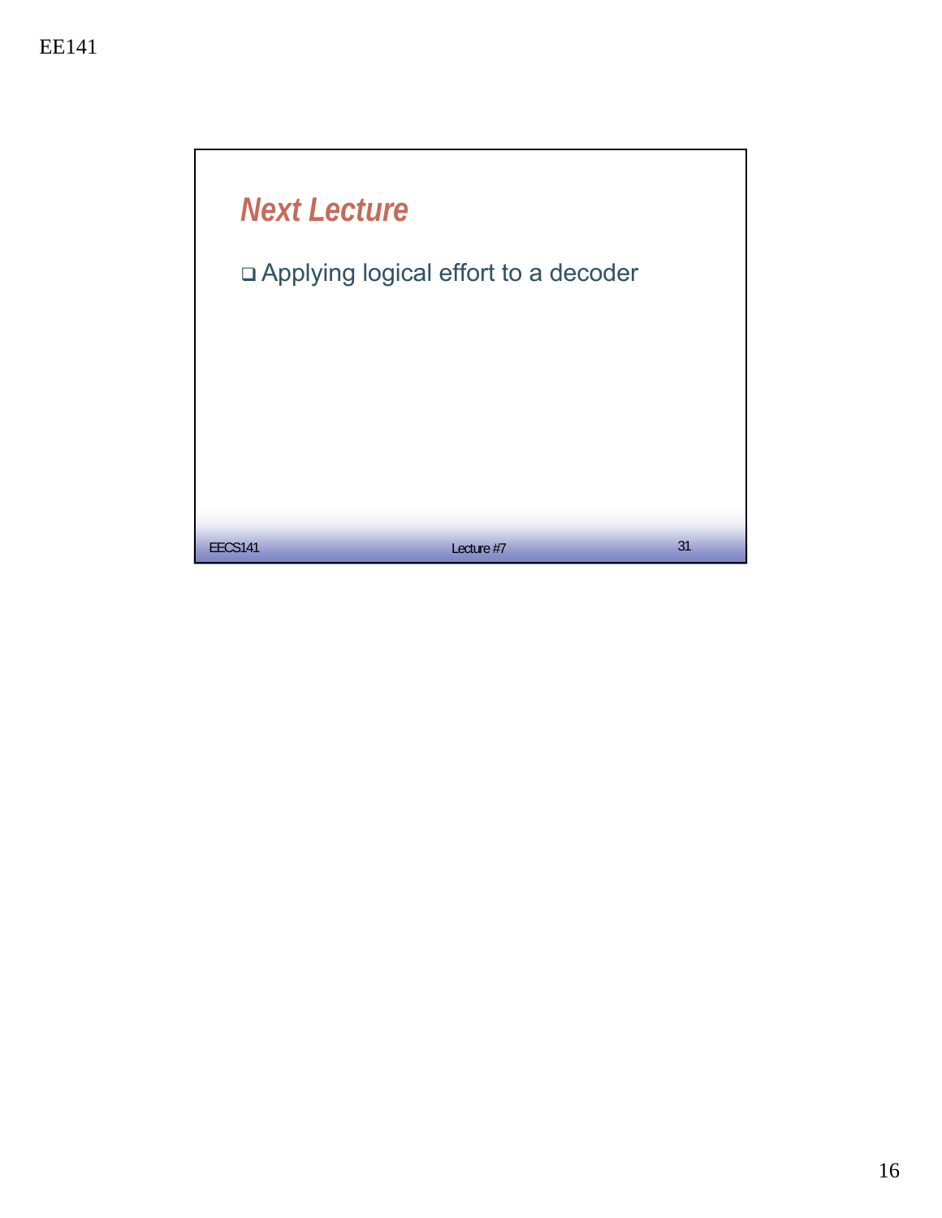## *Next Lecture*

- Applying logical effort to a decoder